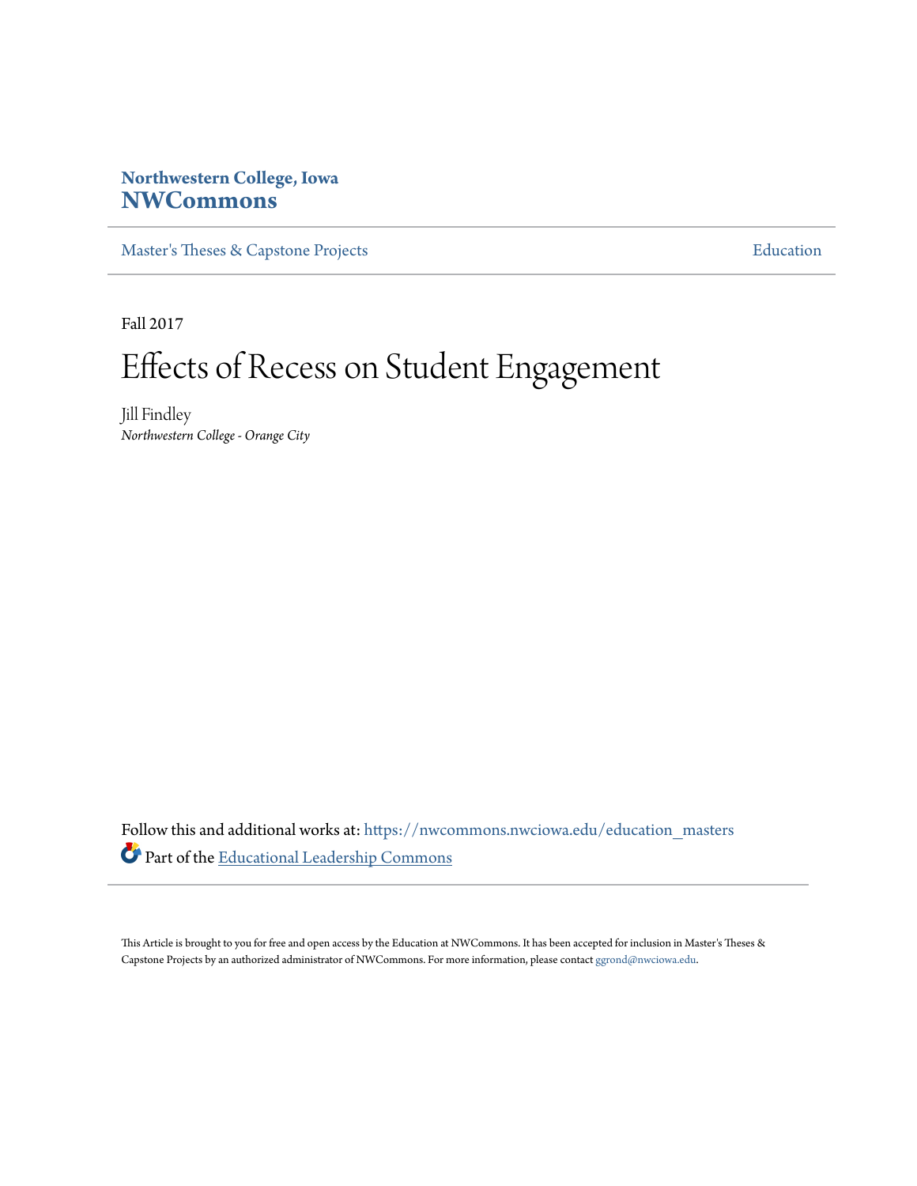Northwestern College, Iowa

**NWCommons**

Master's Theses & Capstone Projects

Education

Fall 2017

# Effects of Recess on Student Engagement

Jill Findley

*Northwestern College - Orange City*

Follow this and additional works at: https://nwcommons.nwciowa.edu/education_masters

Part of the Educational Leadership Commons

This Article is brought to you for free and open access by the Education at NWCommons. It has been accepted for inclusion in Master's Theses & Capstone Projects by an authorized administrator of NWCommons. For more information, please contact ggrond@nwciowa.edu.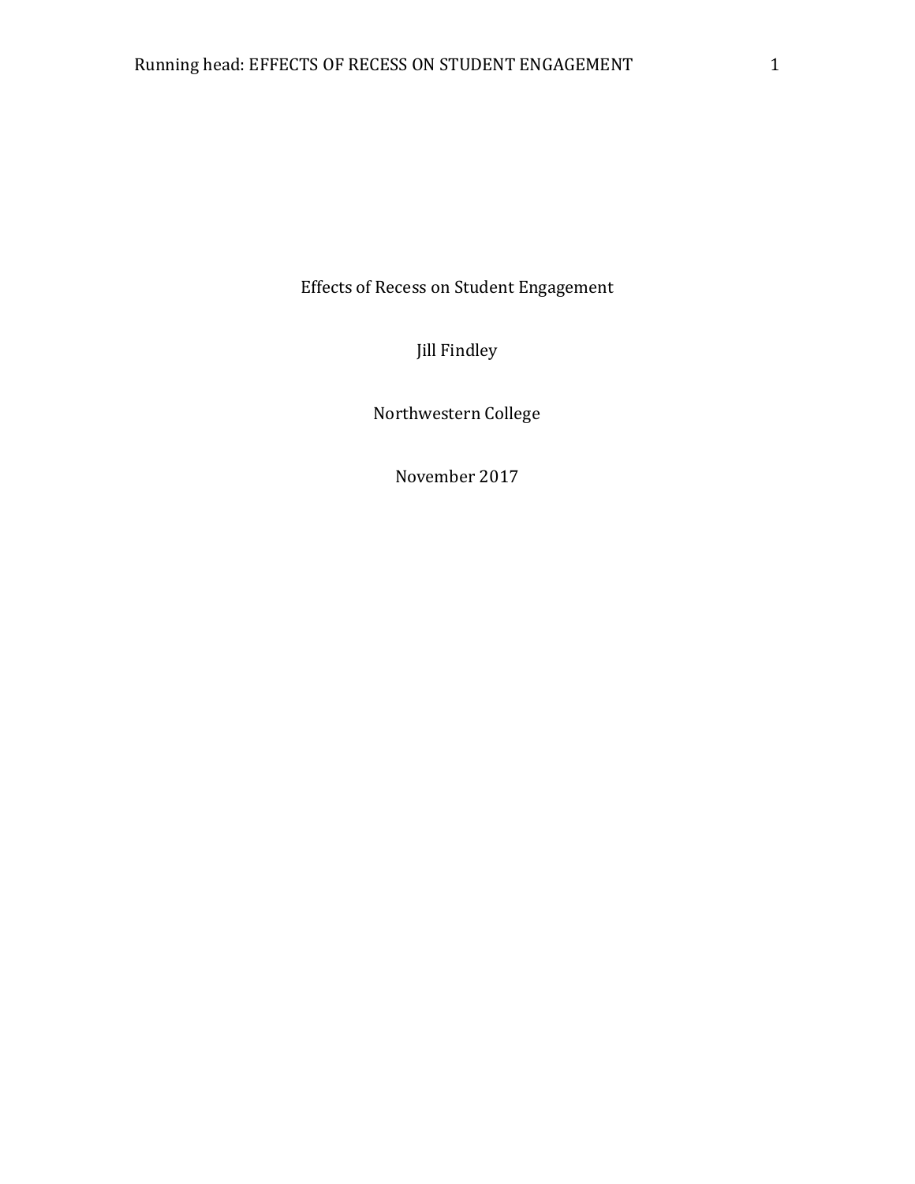# Effects of Recess on Student Engagement

Jill Findley

Northwestern College

November 2017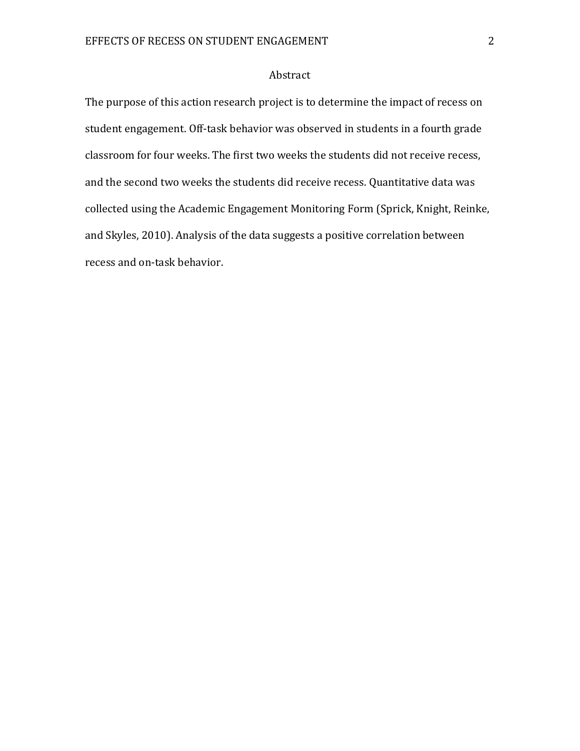# Abstract

The purpose of this action research project is to determine the impact of recess on student engagement. Off-task behavior was observed in students in a fourth grade classroom for four weeks. The first two weeks the students did not receive recess, and the second two weeks the students did receive recess. Quantitative data was collected using the Academic Engagement Monitoring Form (Sprick, Knight, Reinke, and Skyles, 2010). Analysis of the data suggests a positive correlation between recess and on-task behavior.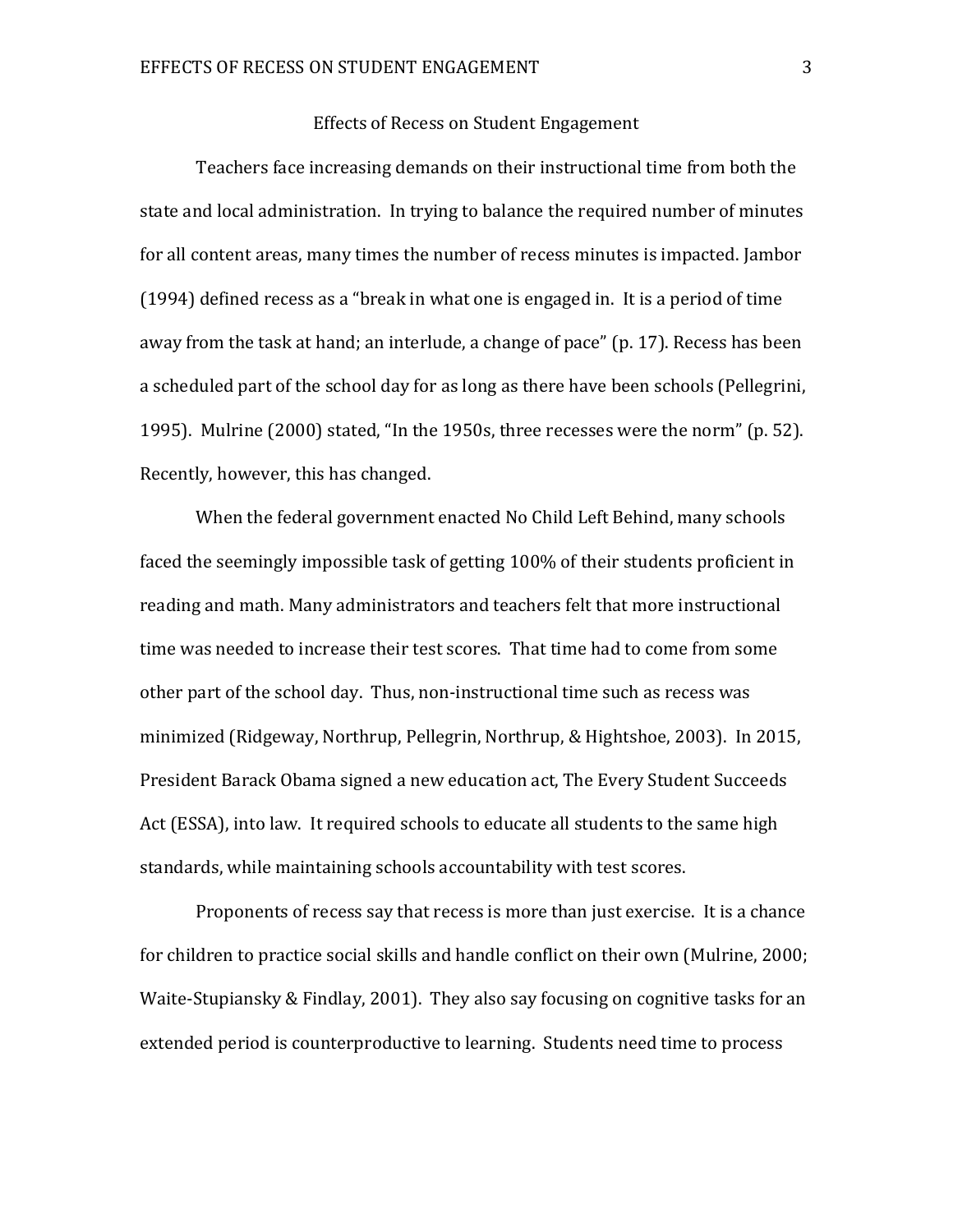# Effects of Recess on Student Engagement

Teachers face increasing demands on their instructional time from both the state and local administration. In trying to balance the required number of minutes for all content areas, many times the number of recess minutes is impacted. Jambor (1994) defined recess as a "break in what one is engaged in. It is a period of time away from the task at hand; an interlude, a change of pace" (p. 17). Recess has been a scheduled part of the school day for as long as there have been schools (Pellegrini, 1995). Mulrine (2000) stated, "In the 1950s, three recesses were the norm" (p. 52). Recently, however, this has changed.

When the federal government enacted No Child Left Behind, many schools faced the seemingly impossible task of getting 100% of their students proficient in reading and math. Many administrators and teachers felt that more instructional time was needed to increase their test scores. That time had to come from some other part of the school day. Thus, non-instructional time such as recess was minimized (Ridgeway, Northrup, Pellegrin, Northrup, & Hightshoe, 2003). In 2015, President Barack Obama signed a new education act, The Every Student Succeeds Act (ESSA), into law. It required schools to educate all students to the same high standards, while maintaining schools accountability with test scores.

Proponents of recess say that recess is more than just exercise. It is a chance for children to practice social skills and handle conflict on their own (Mulrine, 2000; Waite-Stupiansky & Findlay, 2001). They also say focusing on cognitive tasks for an extended period is counterproductive to learning. Students need time to process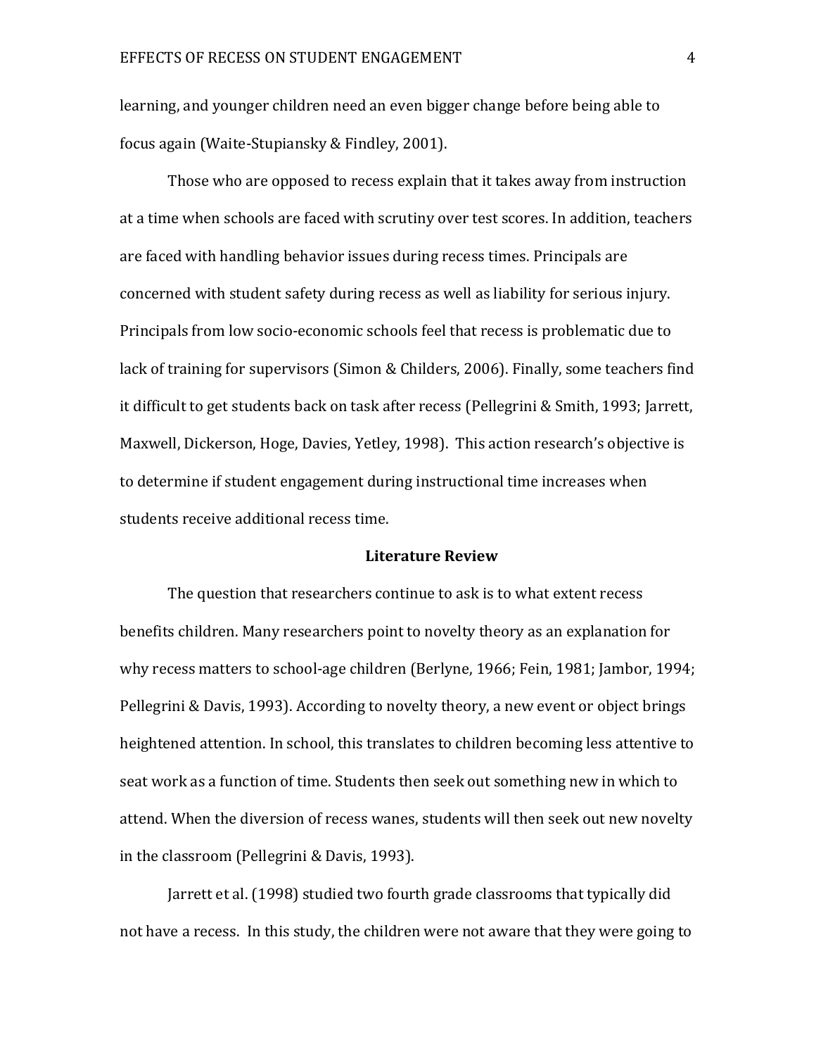learning, and younger children need an even bigger change before being able to focus again (Waite-Stupiansky & Findley, 2001).

Those who are opposed to recess explain that it takes away from instruction at a time when schools are faced with scrutiny over test scores. In addition, teachers are faced with handling behavior issues during recess times. Principals are concerned with student safety during recess as well as liability for serious injury. Principals from low socio-economic schools feel that recess is problematic due to lack of training for supervisors (Simon & Childers, 2006). Finally, some teachers find it difficult to get students back on task after recess (Pellegrini & Smith, 1993; Jarrett, Maxwell, Dickerson, Hoge, Davies, Yetley, 1998). This action research's objective is to determine if student engagement during instructional time increases when students receive additional recess time.

## Literature Review

The question that researchers continue to ask is to what extent recess benefits children. Many researchers point to novelty theory as an explanation for why recess matters to school-age children (Berlyne, 1966; Fein, 1981; Jambor, 1994; Pellegrini & Davis, 1993). According to novelty theory, a new event or object brings heightened attention. In school, this translates to children becoming less attentive to seat work as a function of time. Students then seek out something new in which to attend. When the diversion of recess wanes, students will then seek out new novelty in the classroom (Pellegrini & Davis, 1993).

Jarrett et al. (1998) studied two fourth grade classrooms that typically did not have a recess. In this study, the children were not aware that they were going to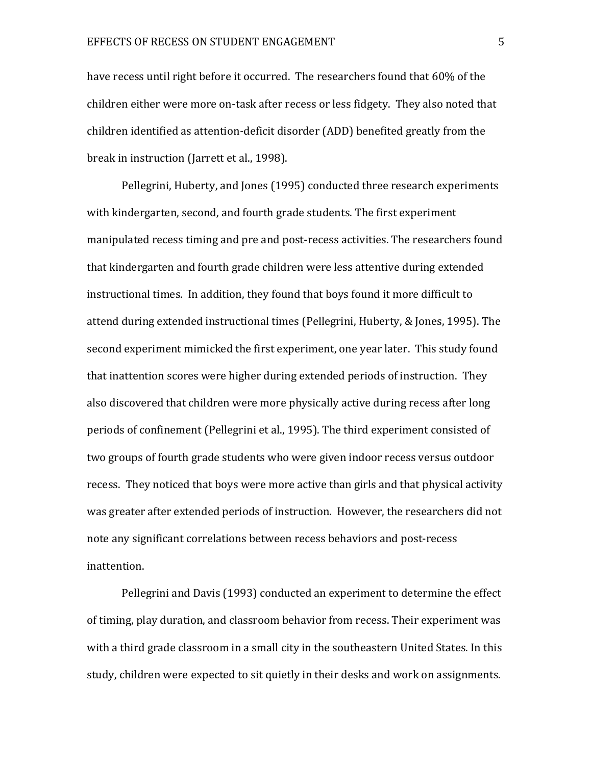have recess until right before it occurred. The researchers found that 60% of the children either were more on-task after recess or less fidgety. They also noted that children identified as attention-deficit disorder (ADD) benefited greatly from the break in instruction (Jarrett et al., 1998).

Pellegrini, Huberty, and Jones (1995) conducted three research experiments with kindergarten, second, and fourth grade students. The first experiment manipulated recess timing and pre and post-recess activities. The researchers found that kindergarten and fourth grade children were less attentive during extended instructional times. In addition, they found that boys found it more difficult to attend during extended instructional times (Pellegrini, Huberty, & Jones, 1995). The second experiment mimicked the first experiment, one year later. This study found that inattention scores were higher during extended periods of instruction. They also discovered that children were more physically active during recess after long periods of confinement (Pellegrini et al., 1995). The third experiment consisted of two groups of fourth grade students who were given indoor recess versus outdoor recess. They noticed that boys were more active than girls and that physical activity was greater after extended periods of instruction. However, the researchers did not note any significant correlations between recess behaviors and post-recess inattention.

Pellegrini and Davis (1993) conducted an experiment to determine the effect of timing, play duration, and classroom behavior from recess. Their experiment was with a third grade classroom in a small city in the southeastern United States. In this study, children were expected to sit quietly in their desks and work on assignments.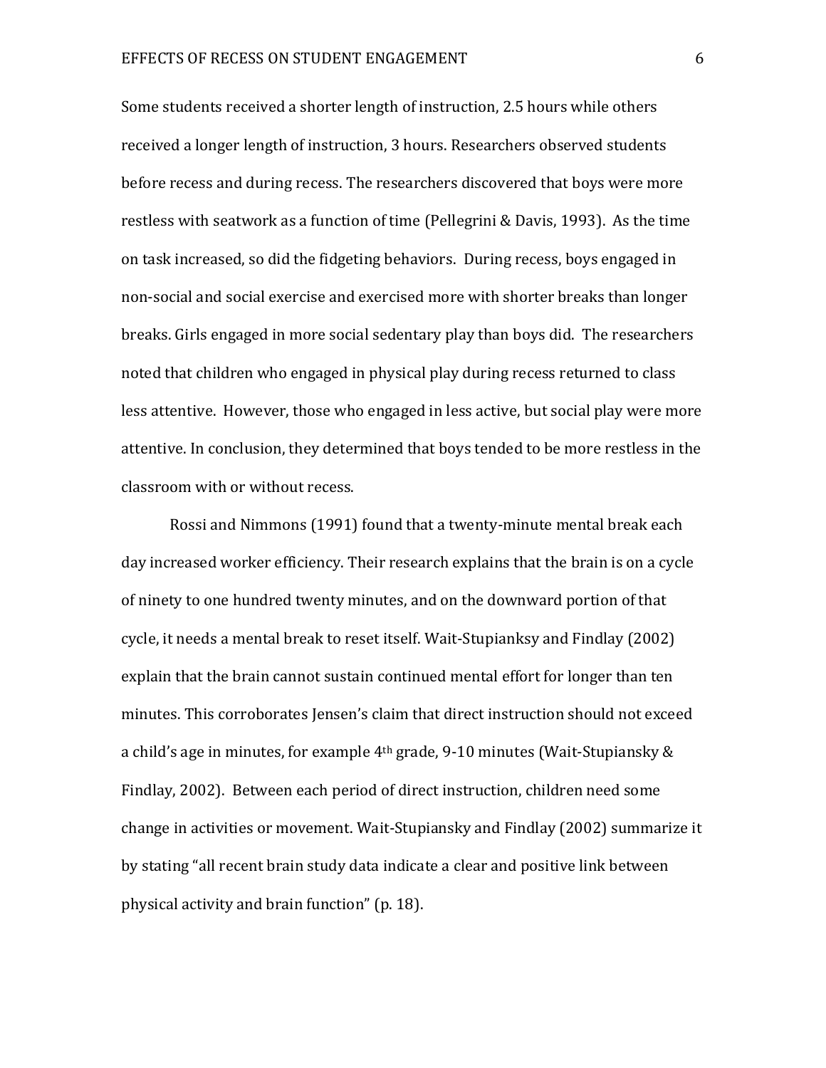Some students received a shorter length of instruction, 2.5 hours while others received a longer length of instruction, 3 hours. Researchers observed students before recess and during recess. The researchers discovered that boys were more restless with seatwork as a function of time (Pellegrini & Davis, 1993). As the time on task increased, so did the fidgeting behaviors. During recess, boys engaged in non-social and social exercise and exercised more with shorter breaks than longer breaks. Girls engaged in more social sedentary play than boys did. The researchers noted that children who engaged in physical play during recess returned to class less attentive. However, those who engaged in less active, but social play were more attentive. In conclusion, they determined that boys tended to be more restless in the classroom with or without recess.

Rossi and Nimmons (1991) found that a twenty-minute mental break each day increased worker efficiency. Their research explains that the brain is on a cycle of ninety to one hundred twenty minutes, and on the downward portion of that cycle, it needs a mental break to reset itself. Wait-Stupianksy and Findlay (2002) explain that the brain cannot sustain continued mental effort for longer than ten minutes. This corroborates Jensen's claim that direct instruction should not exceed a child's age in minutes, for example 4th grade, 9-10 minutes (Wait-Stupiansky & Findlay, 2002). Between each period of direct instruction, children need some change in activities or movement. Wait-Stupiansky and Findlay (2002) summarize it by stating "all recent brain study data indicate a clear and positive link between physical activity and brain function" (p. 18).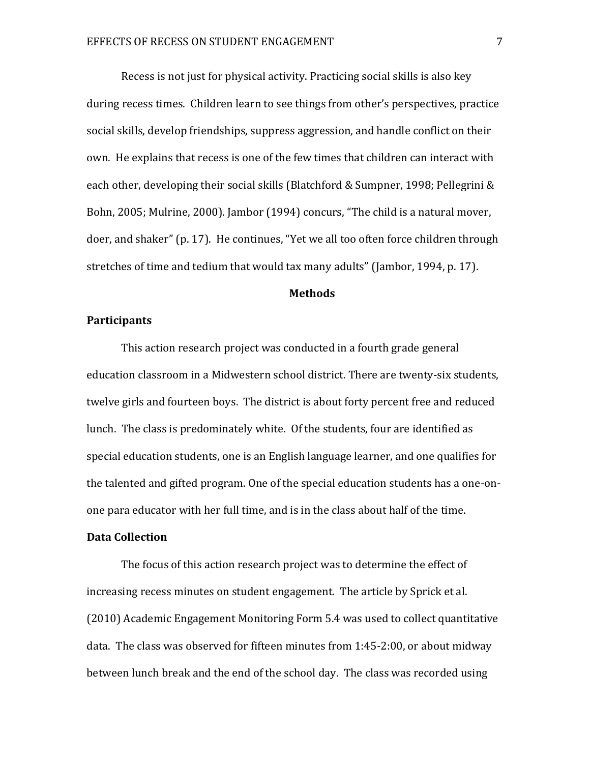Recess is not just for physical activity. Practicing social skills is also key during recess times. Children learn to see things from other's perspectives, practice social skills, develop friendships, suppress aggression, and handle conflict on their own. He explains that recess is one of the few times that children can interact with each other, developing their social skills (Blatchford & Sumpner, 1998; Pellegrini & Bohn, 2005; Mulrine, 2000). Jambor (1994) concurs, "The child is a natural mover, doer, and shaker" (p. 17). He continues, "Yet we all too often force children through stretches of time and tedium that would tax many adults" (Jambor, 1994, p. 17).

## Methods

### Participants

This action research project was conducted in a fourth grade general education classroom in a Midwestern school district. There are twenty-six students, twelve girls and fourteen boys. The district is about forty percent free and reduced lunch. The class is predominately white. Of the students, four are identified as special education students, one is an English language learner, and one qualifies for the talented and gifted program. One of the special education students has a one-on-one para educator with her full time, and is in the class about half of the time.

### Data Collection

The focus of this action research project was to determine the effect of increasing recess minutes on student engagement. The article by Sprick et al. (2010) Academic Engagement Monitoring Form 5.4 was used to collect quantitative data. The class was observed for fifteen minutes from 1:45-2:00, or about midway between lunch break and the end of the school day. The class was recorded using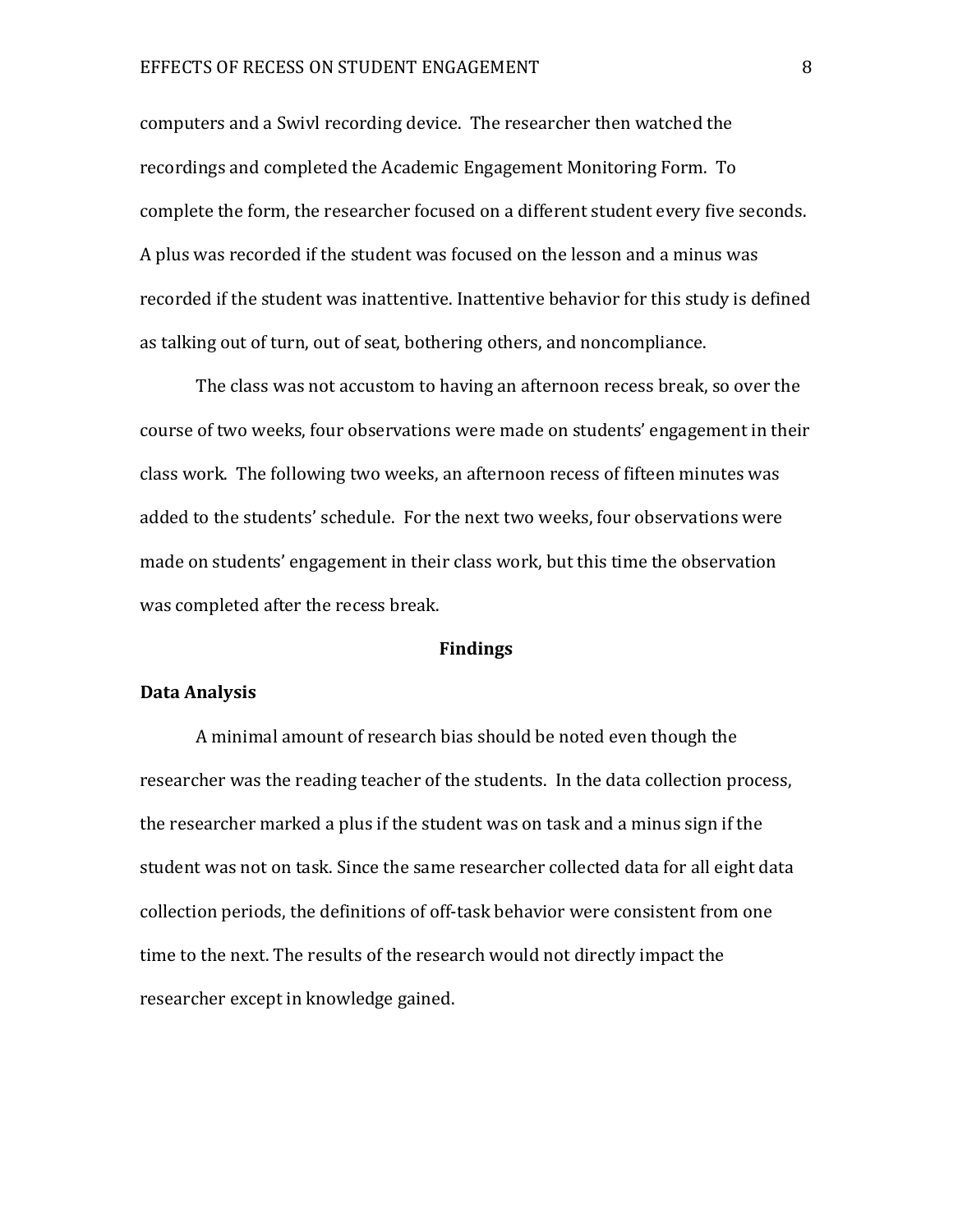computers and a Swivl recording device. The researcher then watched the recordings and completed the Academic Engagement Monitoring Form. To complete the form, the researcher focused on a different student every five seconds. A plus was recorded if the student was focused on the lesson and a minus was recorded if the student was inattentive. Inattentive behavior for this study is defined as talking out of turn, out of seat, bothering others, and noncompliance.

The class was not accustom to having an afternoon recess break, so over the course of two weeks, four observations were made on students' engagement in their class work. The following two weeks, an afternoon recess of fifteen minutes was added to the students' schedule. For the next two weeks, four observations were made on students' engagement in their class work, but this time the observation was completed after the recess break.

## Findings

### Data Analysis

A minimal amount of research bias should be noted even though the researcher was the reading teacher of the students. In the data collection process, the researcher marked a plus if the student was on task and a minus sign if the student was not on task. Since the same researcher collected data for all eight data collection periods, the definitions of off-task behavior were consistent from one time to the next. The results of the research would not directly impact the researcher except in knowledge gained.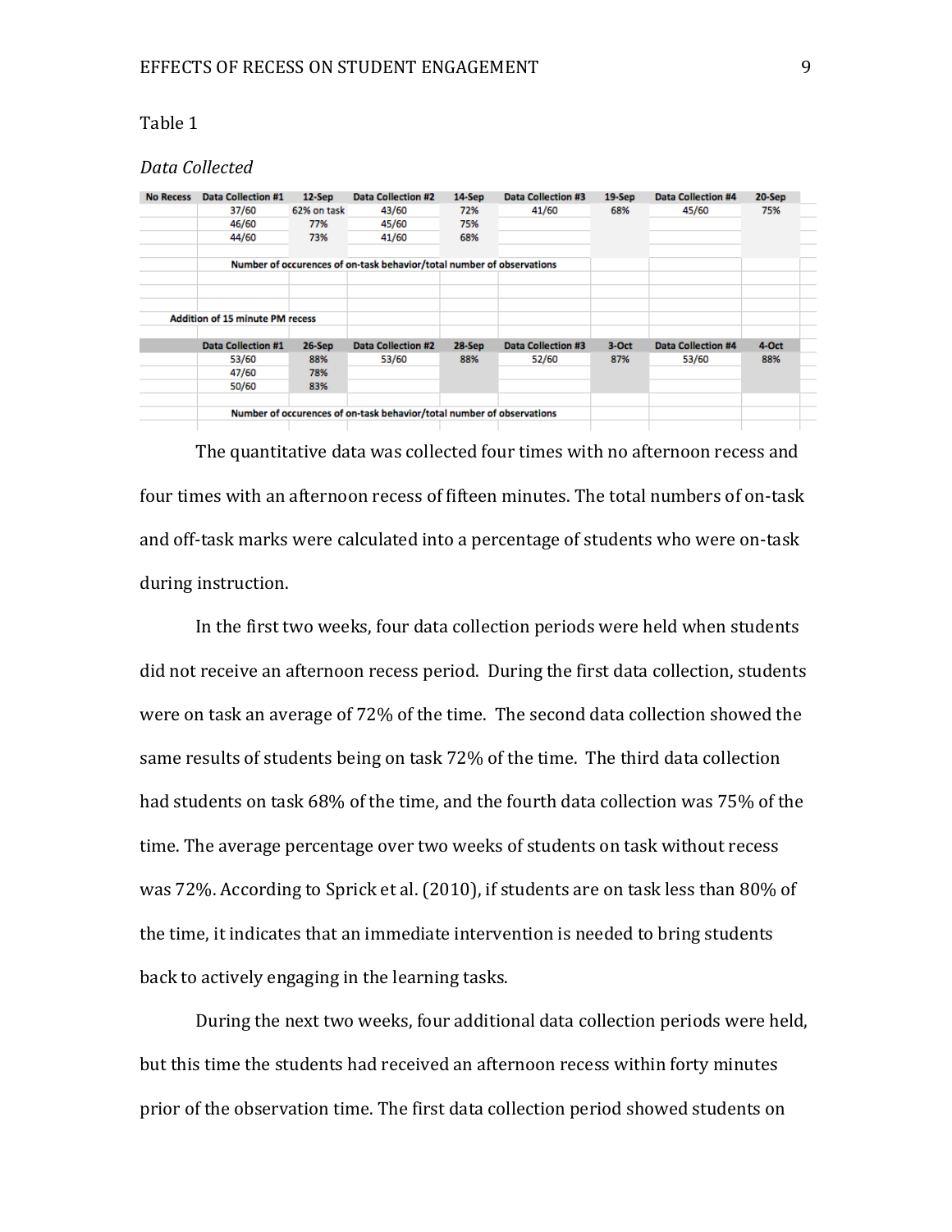Table 1

*Data Collected*

| No Recess | Data Collection #1 | 12-Sep | Data Collection #2 | 14-Sep | Data Collection #3 | 19-Sep | Data Collection #4 | 20-Sep |
|---|---|---|---|---|---|---|---|---|
| | 37/60 | 62% on task | 43/60 | 72% | 41/60 | 68% | 45/60 | 75% |
| | 46/60 | 77% | 45/60 | 75% | | | | |
| | 44/60 | 73% | 41/60 | 68% | | | | |
| | Number of occurences of on-task behavior/total number of observations | | | | | | | |
| Addition of 15 minute PM recess | | | | | | | | |
| | Data Collection #1 | 26-Sep | Data Collection #2 | 28-Sep | Data Collection #3 | 3-Oct | Data Collection #4 | 4-Oct |
| | 53/60 | 88% | 53/60 | 88% | 52/60 | 87% | 53/60 | 88% |
| | 47/60 | 78% | | | | | | |
| | 50/60 | 83% | | | | | | |
| | Number of occurences of on-task behavior/total number of observations | | | | | | | |

The quantitative data was collected four times with no afternoon recess and four times with an afternoon recess of fifteen minutes. The total numbers of on-task and off-task marks were calculated into a percentage of students who were on-task during instruction.

In the first two weeks, four data collection periods were held when students did not receive an afternoon recess period. During the first data collection, students were on task an average of 72% of the time. The second data collection showed the same results of students being on task 72% of the time. The third data collection had students on task 68% of the time, and the fourth data collection was 75% of the time. The average percentage over two weeks of students on task without recess was 72%. According to Sprick et al. (2010), if students are on task less than 80% of the time, it indicates that an immediate intervention is needed to bring students back to actively engaging in the learning tasks.

During the next two weeks, four additional data collection periods were held, but this time the students had received an afternoon recess within forty minutes prior of the observation time. The first data collection period showed students on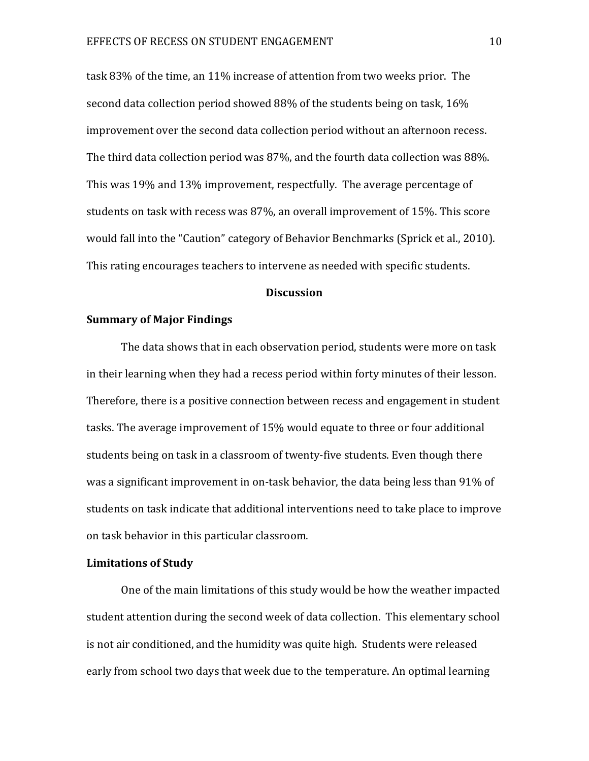task 83% of the time, an 11% increase of attention from two weeks prior. The second data collection period showed 88% of the students being on task, 16% improvement over the second data collection period without an afternoon recess. The third data collection period was 87%, and the fourth data collection was 88%. This was 19% and 13% improvement, respectfully. The average percentage of students on task with recess was 87%, an overall improvement of 15%. This score would fall into the "Caution" category of Behavior Benchmarks (Sprick et al., 2010). This rating encourages teachers to intervene as needed with specific students.

## Discussion

### Summary of Major Findings

The data shows that in each observation period, students were more on task in their learning when they had a recess period within forty minutes of their lesson. Therefore, there is a positive connection between recess and engagement in student tasks. The average improvement of 15% would equate to three or four additional students being on task in a classroom of twenty-five students. Even though there was a significant improvement in on-task behavior, the data being less than 91% of students on task indicate that additional interventions need to take place to improve on task behavior in this particular classroom.

### Limitations of Study

One of the main limitations of this study would be how the weather impacted student attention during the second week of data collection. This elementary school is not air conditioned, and the humidity was quite high. Students were released early from school two days that week due to the temperature. An optimal learning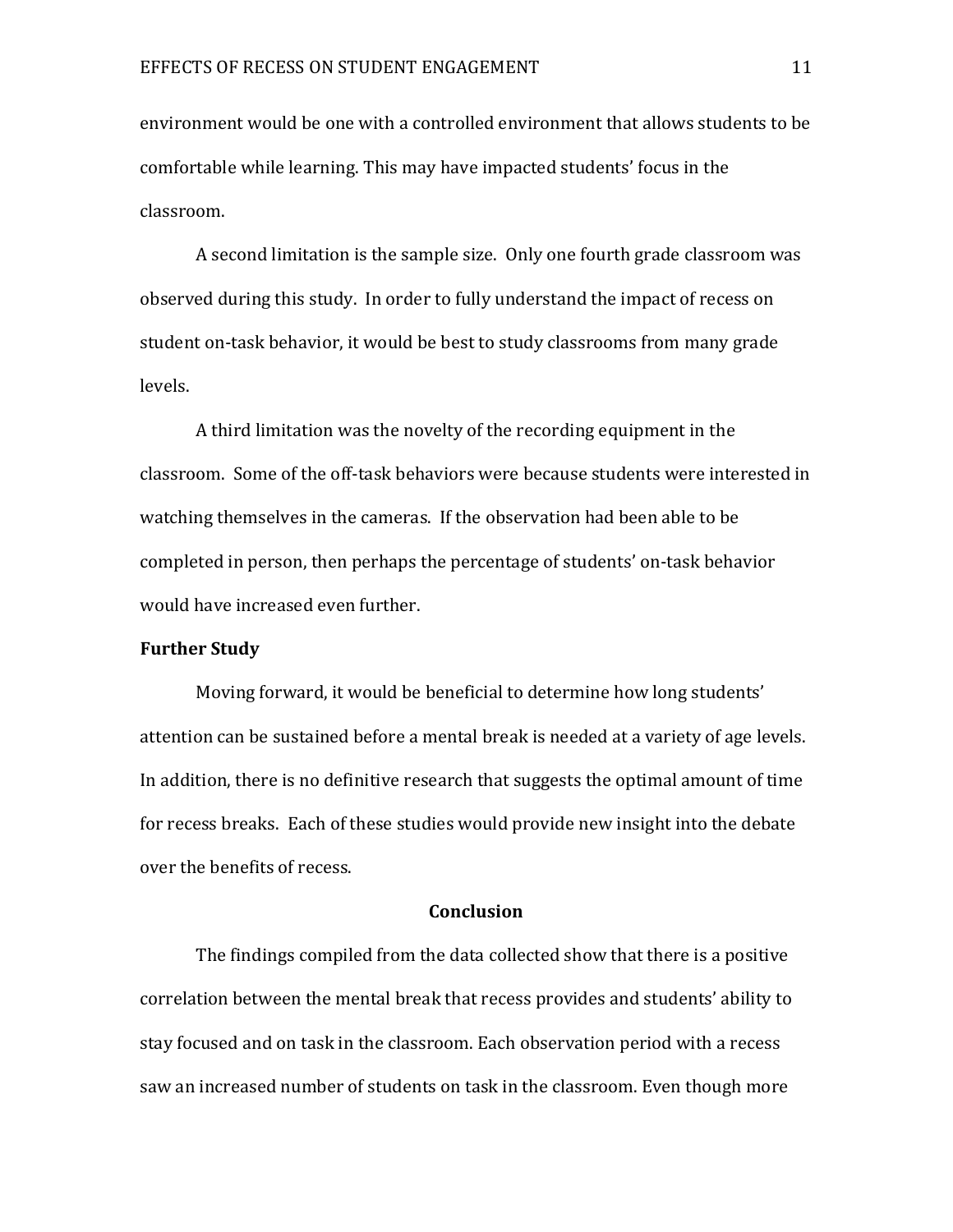environment would be one with a controlled environment that allows students to be comfortable while learning. This may have impacted students' focus in the classroom.

A second limitation is the sample size. Only one fourth grade classroom was observed during this study. In order to fully understand the impact of recess on student on-task behavior, it would be best to study classrooms from many grade levels.

A third limitation was the novelty of the recording equipment in the classroom. Some of the off-task behaviors were because students were interested in watching themselves in the cameras. If the observation had been able to be completed in person, then perhaps the percentage of students' on-task behavior would have increased even further.

**Further Study**

Moving forward, it would be beneficial to determine how long students' attention can be sustained before a mental break is needed at a variety of age levels. In addition, there is no definitive research that suggests the optimal amount of time for recess breaks. Each of these studies would provide new insight into the debate over the benefits of recess.

## Conclusion

The findings compiled from the data collected show that there is a positive correlation between the mental break that recess provides and students' ability to stay focused and on task in the classroom. Each observation period with a recess saw an increased number of students on task in the classroom. Even though more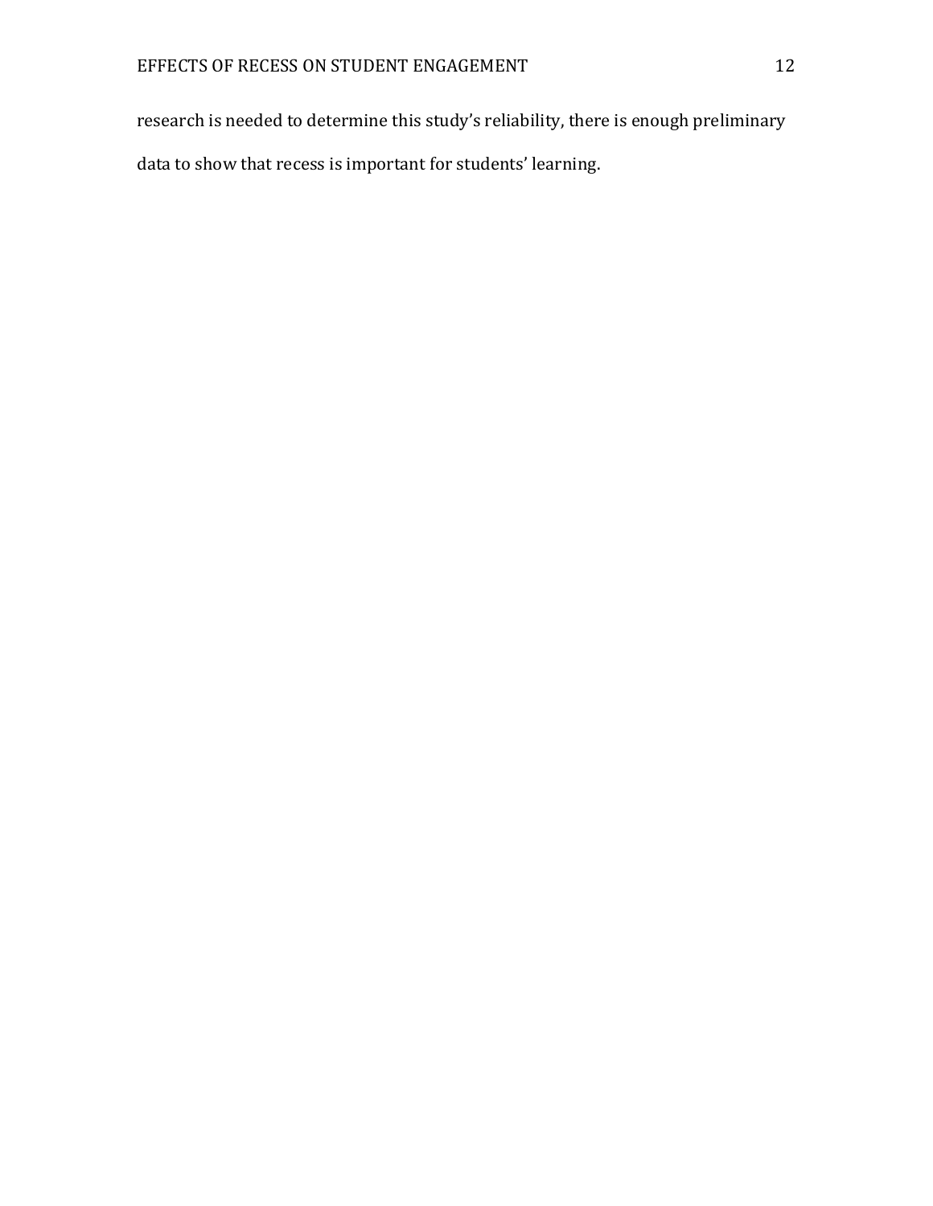research is needed to determine this study's reliability, there is enough preliminary data to show that recess is important for students' learning.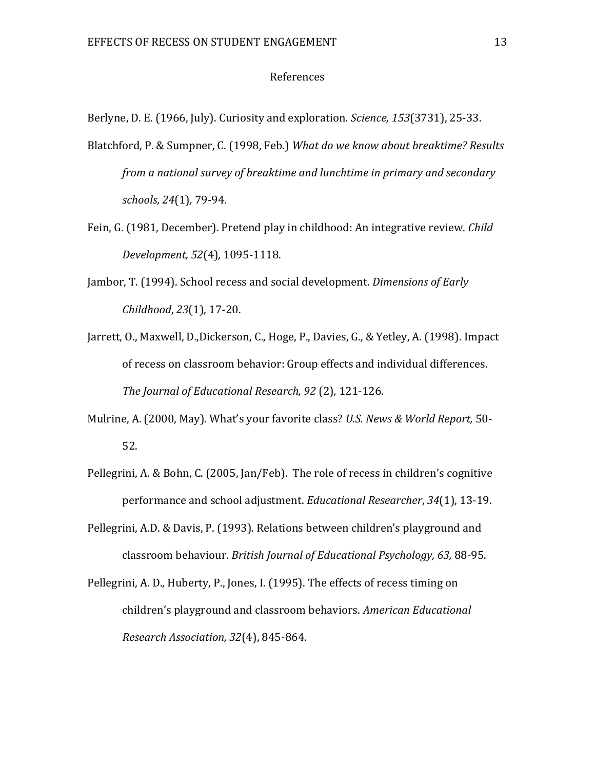# References

Berlyne, D. E. (1966, July). Curiosity and exploration. *Science, 153*(3731), 25-33.

Blatchford, P. & Sumpner, C. (1998, Feb.) *What do we know about breaktime? Results from a national survey of breaktime and lunchtime in primary and secondary schools, 24*(1), 79-94.

Fein, G. (1981, December). Pretend play in childhood: An integrative review. *Child Development, 52*(4), 1095-1118.

Jambor, T. (1994). School recess and social development. *Dimensions of Early Childhood*, *23*(1), 17-20.

Jarrett, O., Maxwell, D.,Dickerson, C., Hoge, P., Davies, G., & Yetley, A. (1998). Impact of recess on classroom behavior: Group effects and individual differences. *The Journal of Educational Research, 92* (2), 121-126.

Mulrine, A. (2000, May). What's your favorite class? *U.S. News & World Report,* 50-52.

Pellegrini, A. & Bohn, C. (2005, Jan/Feb). The role of recess in children's cognitive performance and school adjustment. *Educational Researcher*, *34*(1), 13-19.

Pellegrini, A.D. & Davis, P. (1993). Relations between children's playground and classroom behaviour. *British Journal of Educational Psychology, 63,* 88-95.

Pellegrini, A. D., Huberty, P., Jones, I. (1995). The effects of recess timing on children's playground and classroom behaviors. *American Educational Research Association, 32*(4), 845-864.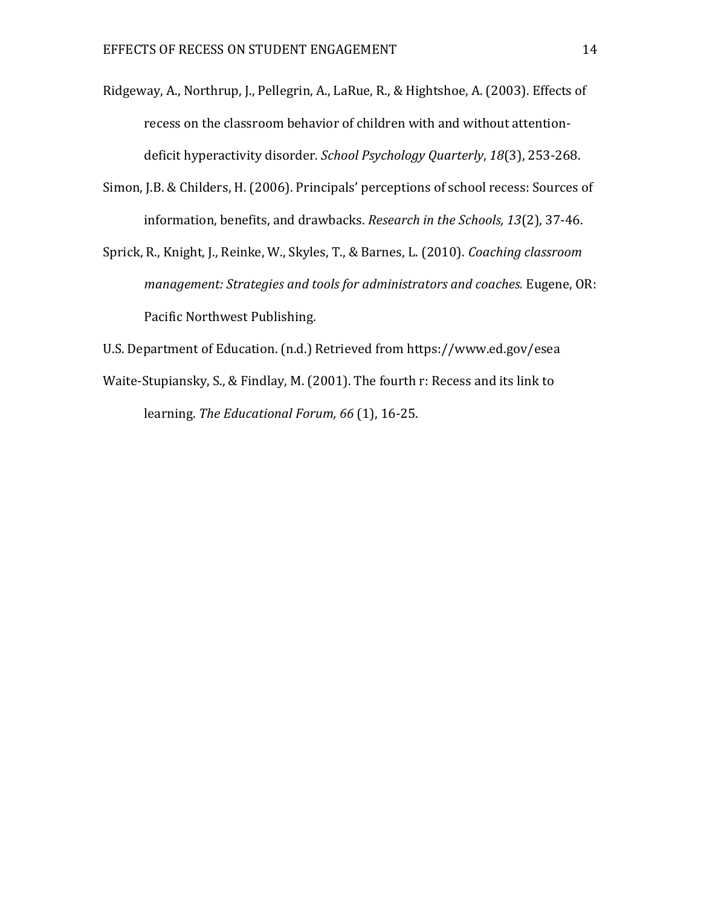Ridgeway, A., Northrup, J., Pellegrin, A., LaRue, R., & Hightshoe, A. (2003). Effects of recess on the classroom behavior of children with and without attention-deficit hyperactivity disorder. *School Psychology Quarterly*, *18*(3), 253-268.

Simon, J.B. & Childers, H. (2006). Principals' perceptions of school recess: Sources of information, benefits, and drawbacks. *Research in the Schools, 13*(2), 37-46.

Sprick, R., Knight, J., Reinke, W., Skyles, T., & Barnes, L. (2010). *Coaching classroom management: Strategies and tools for administrators and coaches.* Eugene, OR: Pacific Northwest Publishing.

U.S. Department of Education. (n.d.) Retrieved from https://www.ed.gov/esea

Waite-Stupiansky, S., & Findlay, M. (2001). The fourth r: Recess and its link to learning. *The Educational Forum, 66* (1), 16-25.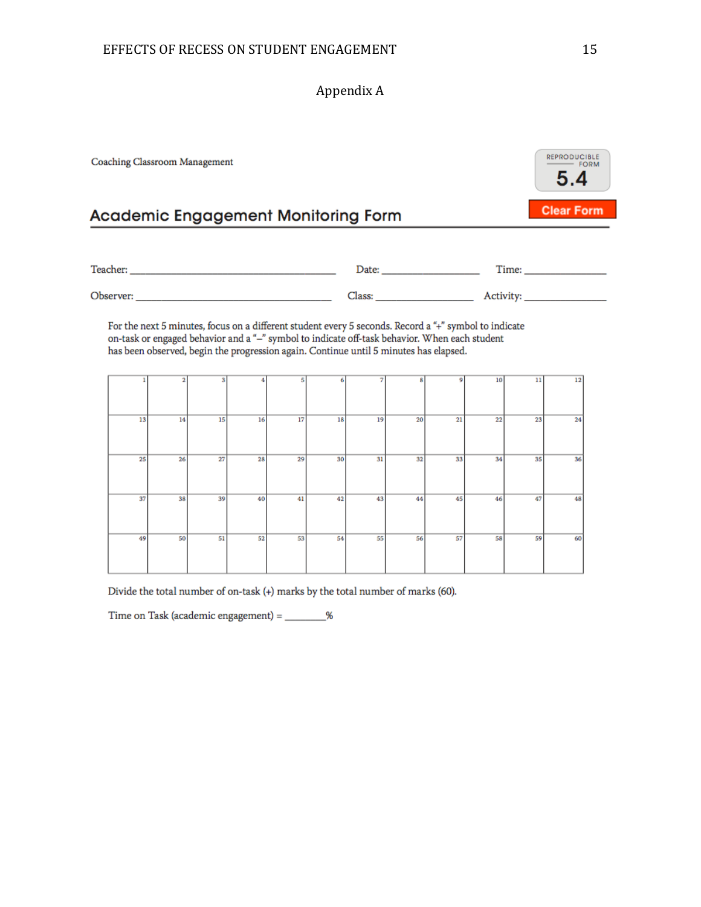# Appendix A

Coaching Classroom Management

REPRODUCIBLE FORM
**5.4**

Clear Form

## Academic Engagement Monitoring Form

Teacher: ______________________ Date: ______________ Time: ______________

Observer: ______________________ Class: ______________ Activity: ______________

For the next 5 minutes, focus on a different student every 5 seconds. Record a "+" symbol to indicate on-task or engaged behavior and a "–" symbol to indicate off-task behavior. When each student has been observed, begin the progression again. Continue until 5 minutes has elapsed.

| | | | | | | | | | | | |
|---|---|---|---|---|---|---|---|---|---|---|---|
| 1 | 2 | 3 | 4 | 5 | 6 | 7 | 8 | 9 | 10 | 11 | 12 |
| 13 | 14 | 15 | 16 | 17 | 18 | 19 | 20 | 21 | 22 | 23 | 24 |
| 25 | 26 | 27 | 28 | 29 | 30 | 31 | 32 | 33 | 34 | 35 | 36 |
| 37 | 38 | 39 | 40 | 41 | 42 | 43 | 44 | 45 | 46 | 47 | 48 |
| 49 | 50 | 51 | 52 | 53 | 54 | 55 | 56 | 57 | 58 | 59 | 60 |

Divide the total number of on-task (+) marks by the total number of marks (60).

Time on Task (academic engagement) = ________%